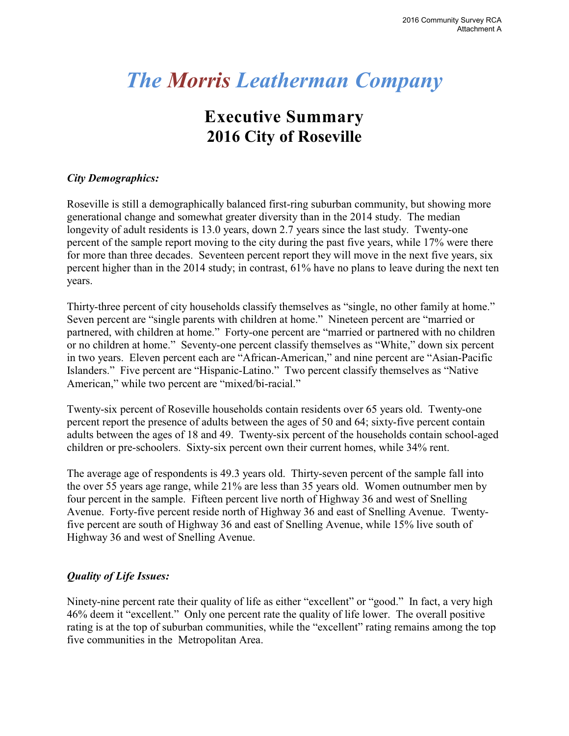# *The Morris Leatherman Company*

## Executive Summary
## 2016 City of Roseville

***City Demographics:***

Roseville is still a demographically balanced first-ring suburban community, but showing more generational change and somewhat greater diversity than in the 2014 study. The median longevity of adult residents is 13.0 years, down 2.7 years since the last study. Twenty-one percent of the sample report moving to the city during the past five years, while 17% were there for more than three decades. Seventeen percent report they will move in the next five years, six percent higher than in the 2014 study; in contrast, 61% have no plans to leave during the next ten years.

Thirty-three percent of city households classify themselves as "single, no other family at home." Seven percent are "single parents with children at home." Nineteen percent are "married or partnered, with children at home." Forty-one percent are "married or partnered with no children or no children at home." Seventy-one percent classify themselves as "White," down six percent in two years. Eleven percent each are "African-American," and nine percent are "Asian-Pacific Islanders." Five percent are "Hispanic-Latino." Two percent classify themselves as "Native American," while two percent are "mixed/bi-racial."

Twenty-six percent of Roseville households contain residents over 65 years old. Twenty-one percent report the presence of adults between the ages of 50 and 64; sixty-five percent contain adults between the ages of 18 and 49. Twenty-six percent of the households contain school-aged children or pre-schoolers. Sixty-six percent own their current homes, while 34% rent.

The average age of respondents is 49.3 years old. Thirty-seven percent of the sample fall into the over 55 years age range, while 21% are less than 35 years old. Women outnumber men by four percent in the sample. Fifteen percent live north of Highway 36 and west of Snelling Avenue. Forty-five percent reside north of Highway 36 and east of Snelling Avenue. Twenty-five percent are south of Highway 36 and east of Snelling Avenue, while 15% live south of Highway 36 and west of Snelling Avenue.

***Quality of Life Issues:***

Ninety-nine percent rate their quality of life as either "excellent" or "good." In fact, a very high 46% deem it "excellent." Only one percent rate the quality of life lower. The overall positive rating is at the top of suburban communities, while the "excellent" rating remains among the top five communities in the Metropolitan Area.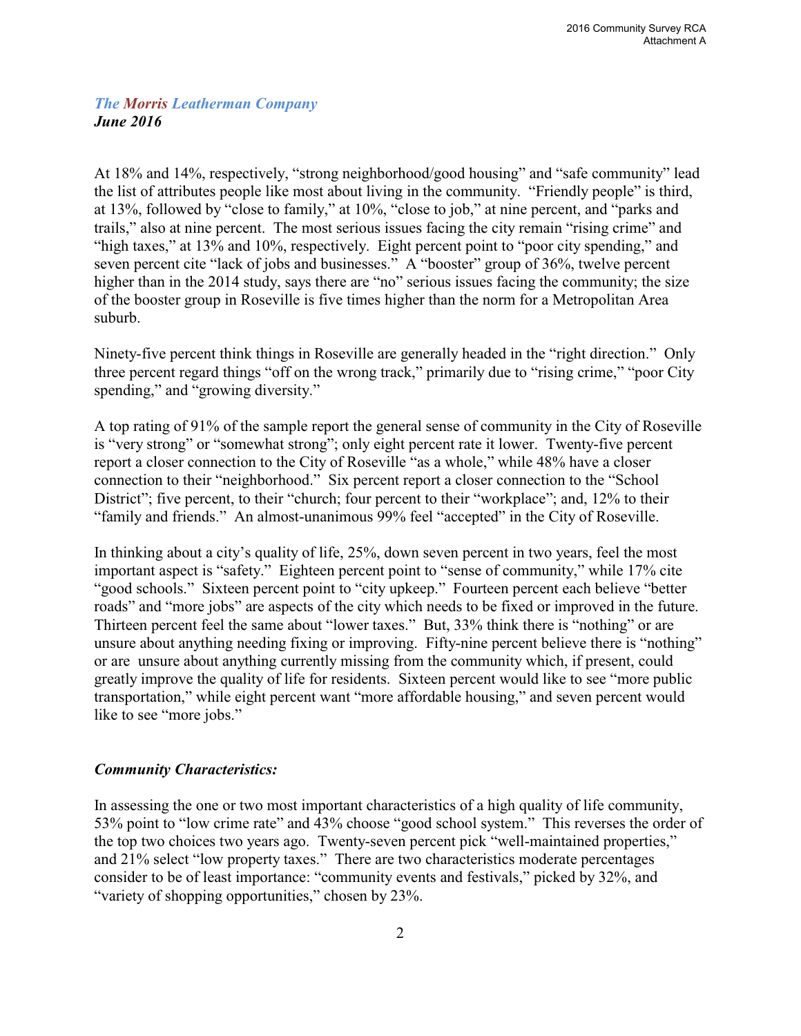*The Morris Leatherman Company*
***June 2016***

At 18% and 14%, respectively, "strong neighborhood/good housing" and "safe community" lead the list of attributes people like most about living in the community. "Friendly people" is third, at 13%, followed by "close to family," at 10%, "close to job," at nine percent, and "parks and trails," also at nine percent. The most serious issues facing the city remain "rising crime" and "high taxes," at 13% and 10%, respectively. Eight percent point to "poor city spending," and seven percent cite "lack of jobs and businesses." A "booster" group of 36%, twelve percent higher than in the 2014 study, says there are "no" serious issues facing the community; the size of the booster group in Roseville is five times higher than the norm for a Metropolitan Area suburb.

Ninety-five percent think things in Roseville are generally headed in the "right direction." Only three percent regard things "off on the wrong track," primarily due to "rising crime," "poor City spending," and "growing diversity."

A top rating of 91% of the sample report the general sense of community in the City of Roseville is "very strong" or "somewhat strong"; only eight percent rate it lower. Twenty-five percent report a closer connection to the City of Roseville "as a whole," while 48% have a closer connection to their "neighborhood." Six percent report a closer connection to the "School District"; five percent, to their "church; four percent to their "workplace"; and, 12% to their "family and friends." An almost-unanimous 99% feel "accepted" in the City of Roseville.

In thinking about a city's quality of life, 25%, down seven percent in two years, feel the most important aspect is "safety." Eighteen percent point to "sense of community," while 17% cite "good schools." Sixteen percent point to "city upkeep." Fourteen percent each believe "better roads" and "more jobs" are aspects of the city which needs to be fixed or improved in the future. Thirteen percent feel the same about "lower taxes." But, 33% think there is "nothing" or are unsure about anything needing fixing or improving. Fifty-nine percent believe there is "nothing" or are unsure about anything currently missing from the community which, if present, could greatly improve the quality of life for residents. Sixteen percent would like to see "more public transportation," while eight percent want "more affordable housing," and seven percent would like to see "more jobs."

### *Community Characteristics:*

In assessing the one or two most important characteristics of a high quality of life community, 53% point to "low crime rate" and 43% choose "good school system." This reverses the order of the top two choices two years ago. Twenty-seven percent pick "well-maintained properties," and 21% select "low property taxes." There are two characteristics moderate percentages consider to be of least importance: "community events and festivals," picked by 32%, and "variety of shopping opportunities," chosen by 23%.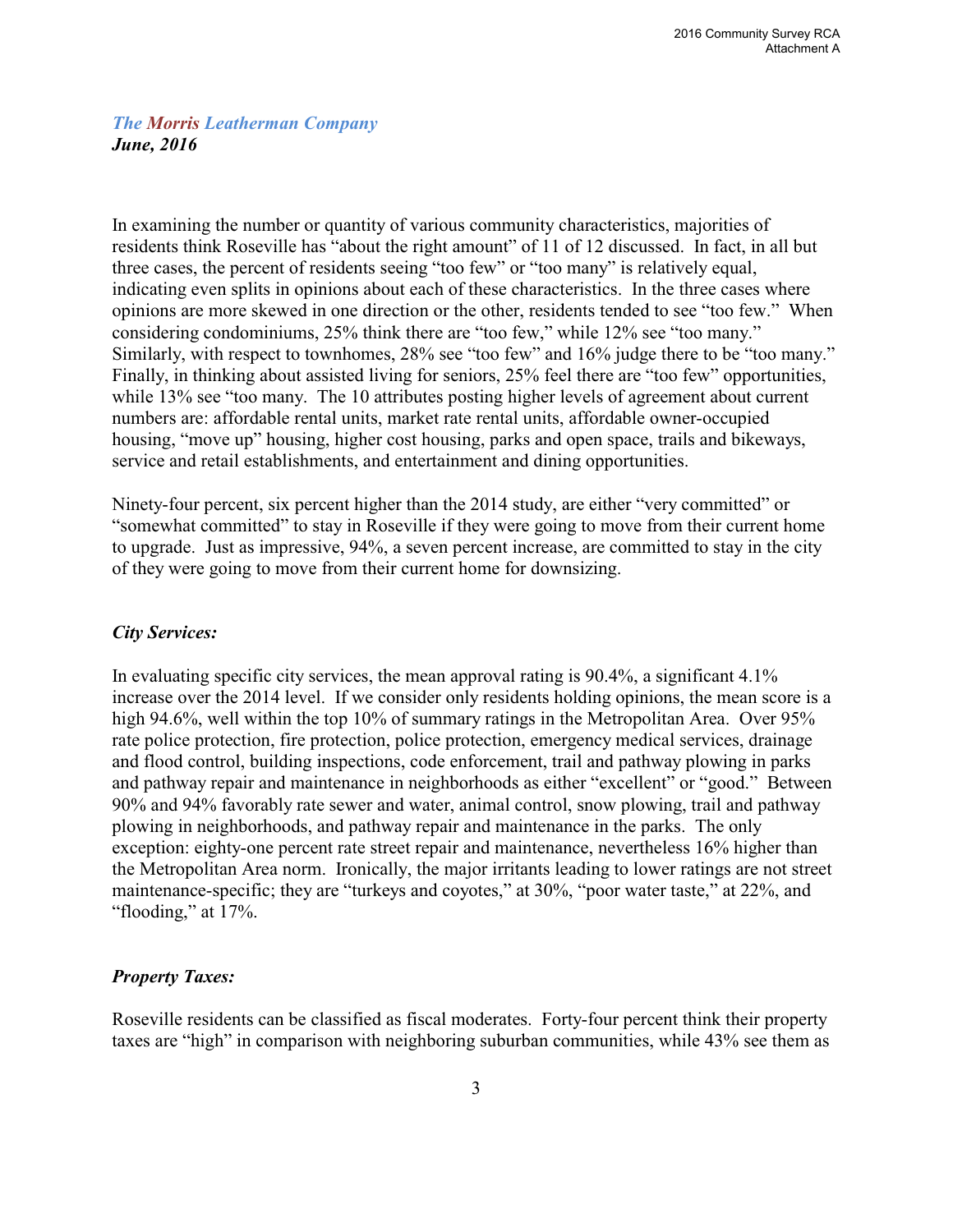*The Morris Leatherman Company*
***June, 2016***

In examining the number or quantity of various community characteristics, majorities of residents think Roseville has "about the right amount" of 11 of 12 discussed. In fact, in all but three cases, the percent of residents seeing "too few" or "too many" is relatively equal, indicating even splits in opinions about each of these characteristics. In the three cases where opinions are more skewed in one direction or the other, residents tended to see "too few." When considering condominiums, 25% think there are "too few," while 12% see "too many." Similarly, with respect to townhomes, 28% see "too few" and 16% judge there to be "too many." Finally, in thinking about assisted living for seniors, 25% feel there are "too few" opportunities, while 13% see "too many. The 10 attributes posting higher levels of agreement about current numbers are: affordable rental units, market rate rental units, affordable owner-occupied housing, "move up" housing, higher cost housing, parks and open space, trails and bikeways, service and retail establishments, and entertainment and dining opportunities.

Ninety-four percent, six percent higher than the 2014 study, are either "very committed" or "somewhat committed" to stay in Roseville if they were going to move from their current home to upgrade. Just as impressive, 94%, a seven percent increase, are committed to stay in the city of they were going to move from their current home for downsizing.

***City Services:***

In evaluating specific city services, the mean approval rating is 90.4%, a significant 4.1% increase over the 2014 level. If we consider only residents holding opinions, the mean score is a high 94.6%, well within the top 10% of summary ratings in the Metropolitan Area. Over 95% rate police protection, fire protection, police protection, emergency medical services, drainage and flood control, building inspections, code enforcement, trail and pathway plowing in parks and pathway repair and maintenance in neighborhoods as either "excellent" or "good." Between 90% and 94% favorably rate sewer and water, animal control, snow plowing, trail and pathway plowing in neighborhoods, and pathway repair and maintenance in the parks. The only exception: eighty-one percent rate street repair and maintenance, nevertheless 16% higher than the Metropolitan Area norm. Ironically, the major irritants leading to lower ratings are not street maintenance-specific; they are "turkeys and coyotes," at 30%, "poor water taste," at 22%, and "flooding," at 17%.

***Property Taxes:***

Roseville residents can be classified as fiscal moderates. Forty-four percent think their property taxes are "high" in comparison with neighboring suburban communities, while 43% see them as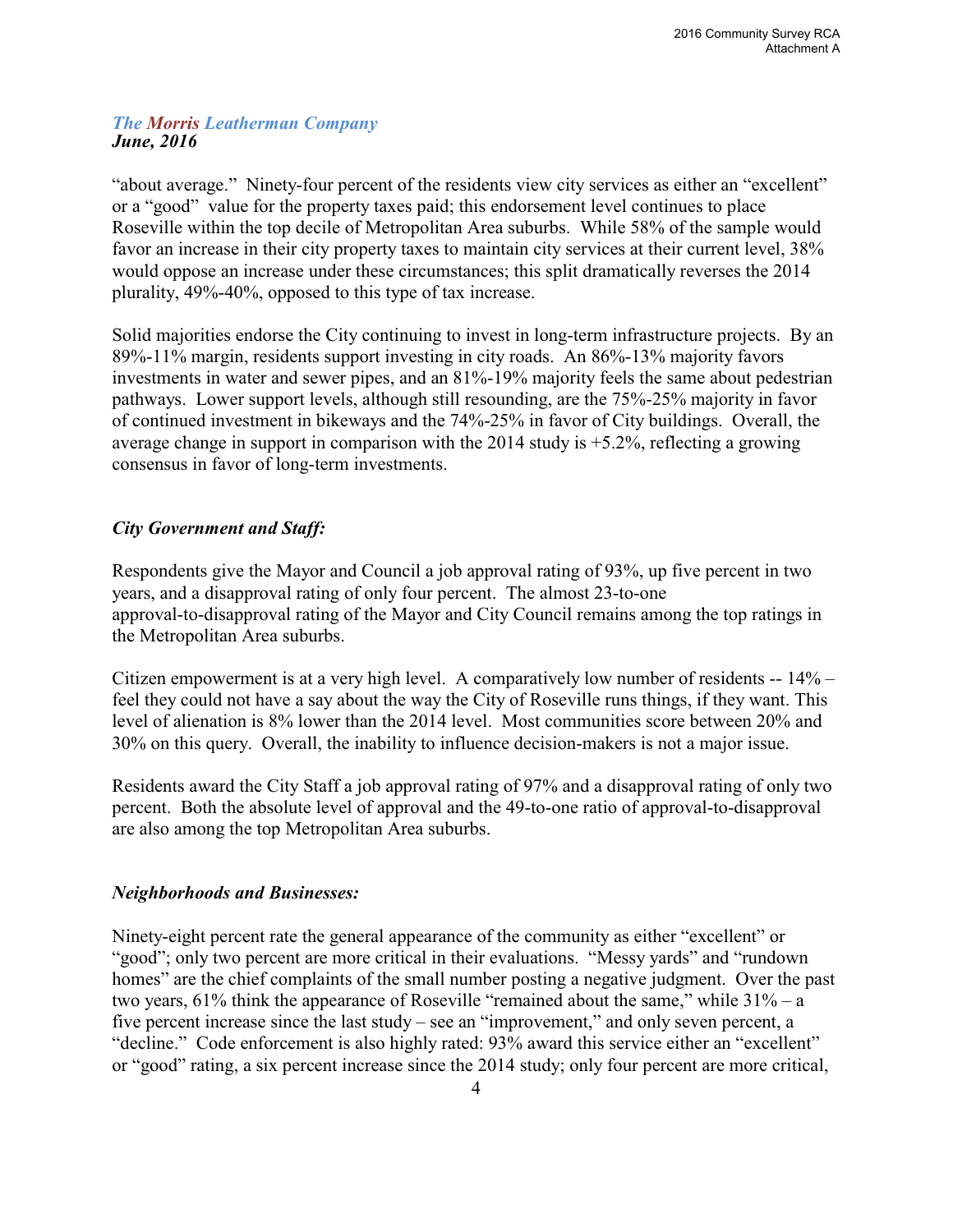"about average." Ninety-four percent of the residents view city services as either an "excellent" or a "good" value for the property taxes paid; this endorsement level continues to place Roseville within the top decile of Metropolitan Area suburbs. While 58% of the sample would favor an increase in their city property taxes to maintain city services at their current level, 38% would oppose an increase under these circumstances; this split dramatically reverses the 2014 plurality, 49%-40%, opposed to this type of tax increase.

Solid majorities endorse the City continuing to invest in long-term infrastructure projects. By an 89%-11% margin, residents support investing in city roads. An 86%-13% majority favors investments in water and sewer pipes, and an 81%-19% majority feels the same about pedestrian pathways. Lower support levels, although still resounding, are the 75%-25% majority in favor of continued investment in bikeways and the 74%-25% in favor of City buildings. Overall, the average change in support in comparison with the 2014 study is +5.2%, reflecting a growing consensus in favor of long-term investments.

### *City Government and Staff:*

Respondents give the Mayor and Council a job approval rating of 93%, up five percent in two years, and a disapproval rating of only four percent. The almost 23-to-one approval-to-disapproval rating of the Mayor and City Council remains among the top ratings in the Metropolitan Area suburbs.

Citizen empowerment is at a very high level. A comparatively low number of residents -- 14% – feel they could not have a say about the way the City of Roseville runs things, if they want. This level of alienation is 8% lower than the 2014 level. Most communities score between 20% and 30% on this query. Overall, the inability to influence decision-makers is not a major issue.

Residents award the City Staff a job approval rating of 97% and a disapproval rating of only two percent. Both the absolute level of approval and the 49-to-one ratio of approval-to-disapproval are also among the top Metropolitan Area suburbs.

### *Neighborhoods and Businesses:*

Ninety-eight percent rate the general appearance of the community as either "excellent" or "good"; only two percent are more critical in their evaluations. "Messy yards" and "rundown homes" are the chief complaints of the small number posting a negative judgment. Over the past two years, 61% think the appearance of Roseville "remained about the same," while 31% – a five percent increase since the last study – see an "improvement," and only seven percent, a "decline." Code enforcement is also highly rated: 93% award this service either an "excellent" or "good" rating, a six percent increase since the 2014 study; only four percent are more critical,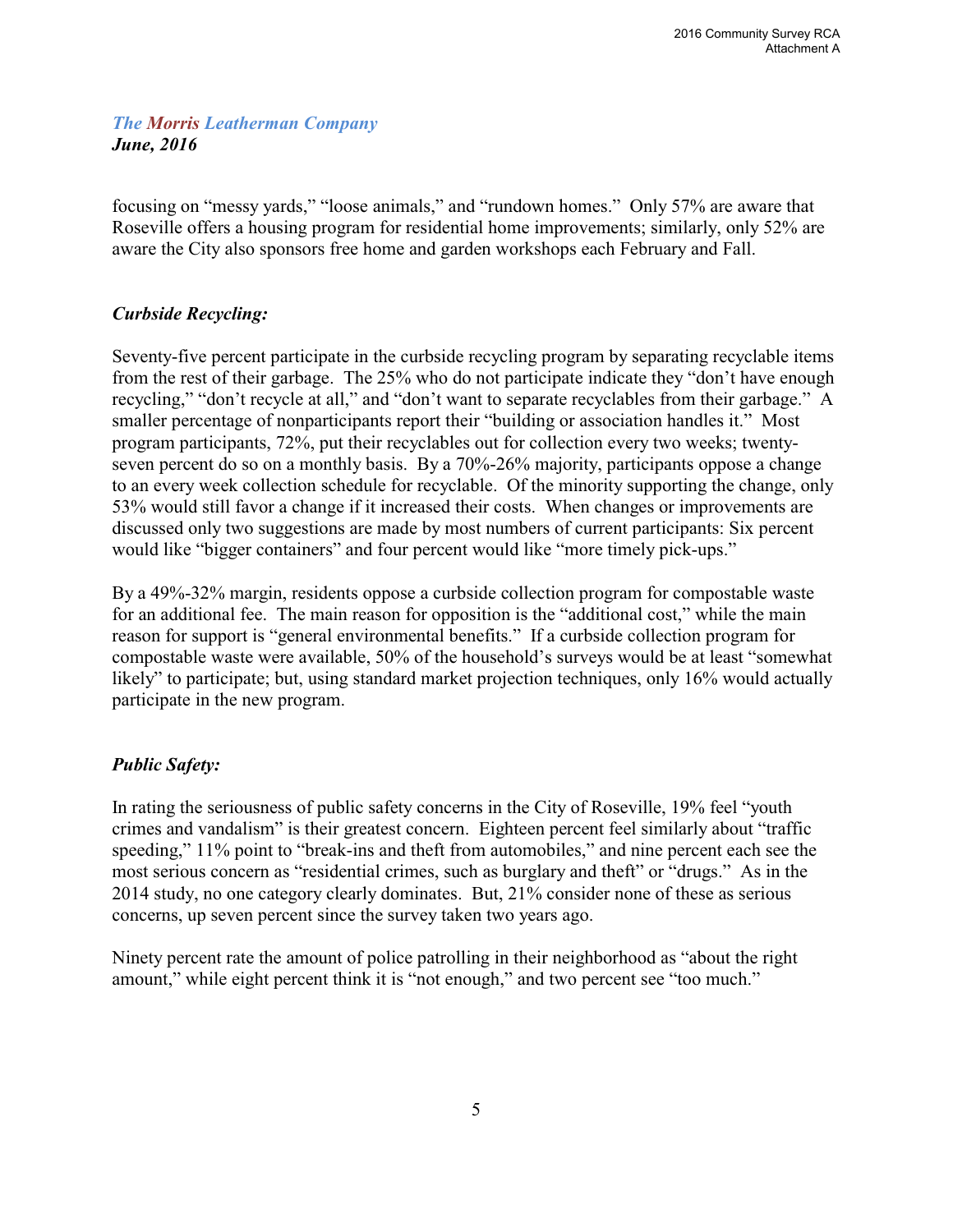focusing on "messy yards," "loose animals," and "rundown homes." Only 57% are aware that Roseville offers a housing program for residential home improvements; similarly, only 52% are aware the City also sponsors free home and garden workshops each February and Fall.

### *Curbside Recycling:*

Seventy-five percent participate in the curbside recycling program by separating recyclable items from the rest of their garbage. The 25% who do not participate indicate they "don't have enough recycling," "don't recycle at all," and "don't want to separate recyclables from their garbage." A smaller percentage of nonparticipants report their "building or association handles it." Most program participants, 72%, put their recyclables out for collection every two weeks; twenty-seven percent do so on a monthly basis. By a 70%-26% majority, participants oppose a change to an every week collection schedule for recyclable. Of the minority supporting the change, only 53% would still favor a change if it increased their costs. When changes or improvements are discussed only two suggestions are made by most numbers of current participants: Six percent would like "bigger containers" and four percent would like "more timely pick-ups."

By a 49%-32% margin, residents oppose a curbside collection program for compostable waste for an additional fee. The main reason for opposition is the "additional cost," while the main reason for support is "general environmental benefits." If a curbside collection program for compostable waste were available, 50% of the household's surveys would be at least "somewhat likely" to participate; but, using standard market projection techniques, only 16% would actually participate in the new program.

### *Public Safety:*

In rating the seriousness of public safety concerns in the City of Roseville, 19% feel "youth crimes and vandalism" is their greatest concern. Eighteen percent feel similarly about "traffic speeding," 11% point to "break-ins and theft from automobiles," and nine percent each see the most serious concern as "residential crimes, such as burglary and theft" or "drugs." As in the 2014 study, no one category clearly dominates. But, 21% consider none of these as serious concerns, up seven percent since the survey taken two years ago.

Ninety percent rate the amount of police patrolling in their neighborhood as "about the right amount," while eight percent think it is "not enough," and two percent see "too much."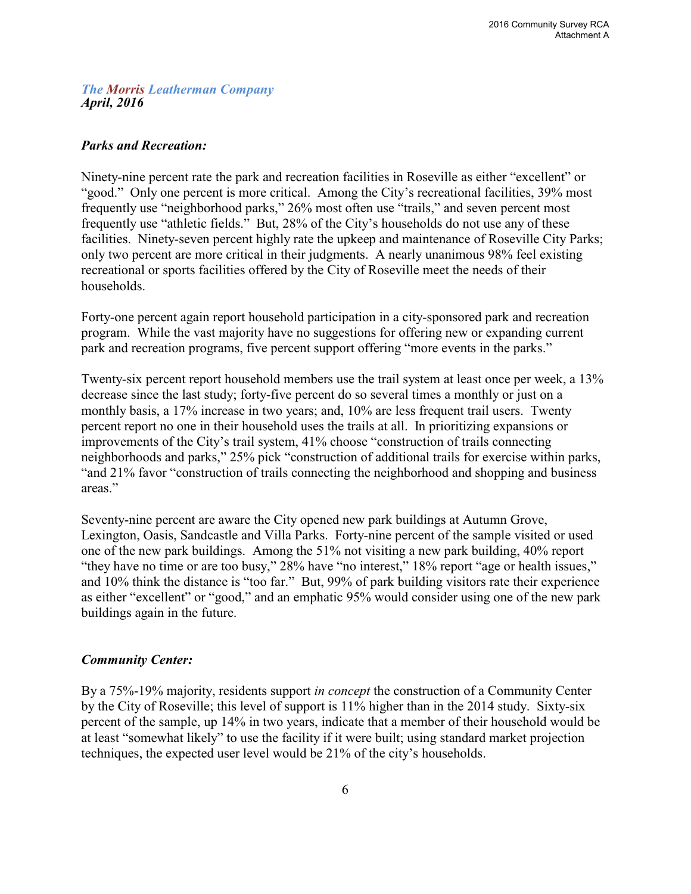*The Morris Leatherman Company*
***April, 2016***

***Parks and Recreation:***

Ninety-nine percent rate the park and recreation facilities in Roseville as either "excellent" or "good." Only one percent is more critical. Among the City's recreational facilities, 39% most frequently use "neighborhood parks," 26% most often use "trails," and seven percent most frequently use "athletic fields." But, 28% of the City's households do not use any of these facilities. Ninety-seven percent highly rate the upkeep and maintenance of Roseville City Parks; only two percent are more critical in their judgments. A nearly unanimous 98% feel existing recreational or sports facilities offered by the City of Roseville meet the needs of their households.

Forty-one percent again report household participation in a city-sponsored park and recreation program. While the vast majority have no suggestions for offering new or expanding current park and recreation programs, five percent support offering "more events in the parks."

Twenty-six percent report household members use the trail system at least once per week, a 13% decrease since the last study; forty-five percent do so several times a monthly or just on a monthly basis, a 17% increase in two years; and, 10% are less frequent trail users. Twenty percent report no one in their household uses the trails at all. In prioritizing expansions or improvements of the City's trail system, 41% choose "construction of trails connecting neighborhoods and parks," 25% pick "construction of additional trails for exercise within parks, "and 21% favor "construction of trails connecting the neighborhood and shopping and business areas."

Seventy-nine percent are aware the City opened new park buildings at Autumn Grove, Lexington, Oasis, Sandcastle and Villa Parks. Forty-nine percent of the sample visited or used one of the new park buildings. Among the 51% not visiting a new park building, 40% report "they have no time or are too busy," 28% have "no interest," 18% report "age or health issues," and 10% think the distance is "too far." But, 99% of park building visitors rate their experience as either "excellent" or "good," and an emphatic 95% would consider using one of the new park buildings again in the future.

***Community Center:***

By a 75%-19% majority, residents support *in concept* the construction of a Community Center by the City of Roseville; this level of support is 11% higher than in the 2014 study. Sixty-six percent of the sample, up 14% in two years, indicate that a member of their household would be at least "somewhat likely" to use the facility if it were built; using standard market projection techniques, the expected user level would be 21% of the city's households.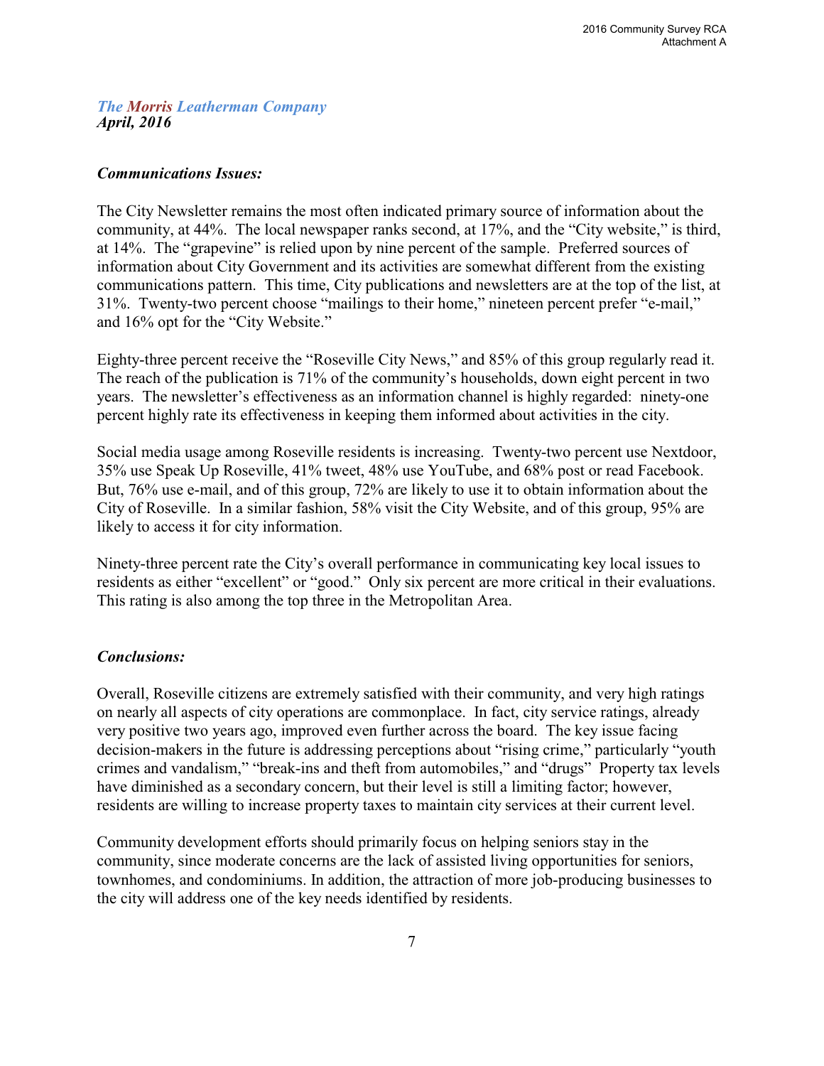*The Morris Leatherman Company*
*April, 2016*

***Communications Issues:***

The City Newsletter remains the most often indicated primary source of information about the community, at 44%. The local newspaper ranks second, at 17%, and the "City website," is third, at 14%. The "grapevine" is relied upon by nine percent of the sample. Preferred sources of information about City Government and its activities are somewhat different from the existing communications pattern. This time, City publications and newsletters are at the top of the list, at 31%. Twenty-two percent choose "mailings to their home," nineteen percent prefer "e-mail," and 16% opt for the "City Website."

Eighty-three percent receive the "Roseville City News," and 85% of this group regularly read it. The reach of the publication is 71% of the community's households, down eight percent in two years. The newsletter's effectiveness as an information channel is highly regarded: ninety-one percent highly rate its effectiveness in keeping them informed about activities in the city.

Social media usage among Roseville residents is increasing. Twenty-two percent use Nextdoor, 35% use Speak Up Roseville, 41% tweet, 48% use YouTube, and 68% post or read Facebook. But, 76% use e-mail, and of this group, 72% are likely to use it to obtain information about the City of Roseville. In a similar fashion, 58% visit the City Website, and of this group, 95% are likely to access it for city information.

Ninety-three percent rate the City's overall performance in communicating key local issues to residents as either "excellent" or "good." Only six percent are more critical in their evaluations. This rating is also among the top three in the Metropolitan Area.

***Conclusions:***

Overall, Roseville citizens are extremely satisfied with their community, and very high ratings on nearly all aspects of city operations are commonplace. In fact, city service ratings, already very positive two years ago, improved even further across the board. The key issue facing decision-makers in the future is addressing perceptions about "rising crime," particularly "youth crimes and vandalism," "break-ins and theft from automobiles," and "drugs" Property tax levels have diminished as a secondary concern, but their level is still a limiting factor; however, residents are willing to increase property taxes to maintain city services at their current level.

Community development efforts should primarily focus on helping seniors stay in the community, since moderate concerns are the lack of assisted living opportunities for seniors, townhomes, and condominiums. In addition, the attraction of more job-producing businesses to the city will address one of the key needs identified by residents.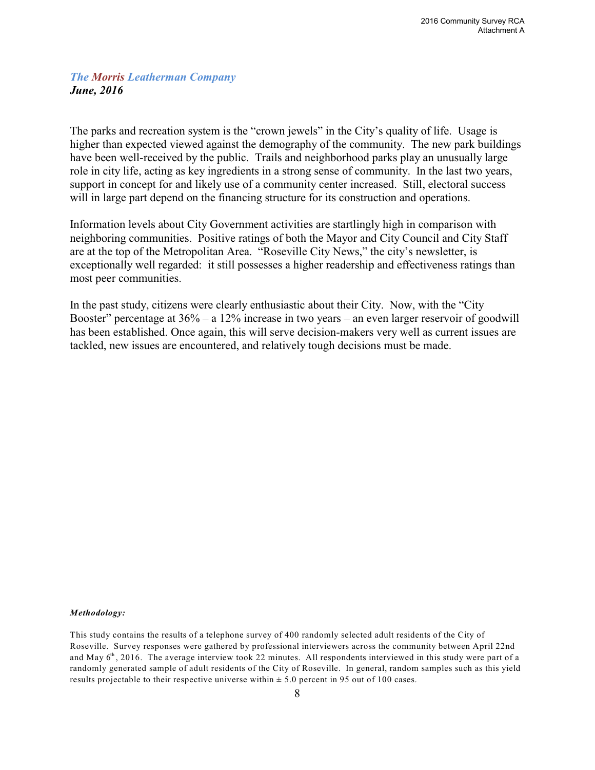***The Morris Leatherman Company***
***June, 2016***

The parks and recreation system is the "crown jewels" in the City's quality of life. Usage is higher than expected viewed against the demography of the community. The new park buildings have been well-received by the public. Trails and neighborhood parks play an unusually large role in city life, acting as key ingredients in a strong sense of community. In the last two years, support in concept for and likely use of a community center increased. Still, electoral success will in large part depend on the financing structure for its construction and operations.

Information levels about City Government activities are startlingly high in comparison with neighboring communities. Positive ratings of both the Mayor and City Council and City Staff are at the top of the Metropolitan Area. "Roseville City News," the city's newsletter, is exceptionally well regarded: it still possesses a higher readership and effectiveness ratings than most peer communities.

In the past study, citizens were clearly enthusiastic about their City. Now, with the "City Booster" percentage at 36% – a 12% increase in two years – an even larger reservoir of goodwill has been established. Once again, this will serve decision-makers very well as current issues are tackled, new issues are encountered, and relatively tough decisions must be made.

***Methodology:***

This study contains the results of a telephone survey of 400 randomly selected adult residents of the City of Roseville. Survey responses were gathered by professional interviewers across the community between April 22nd and May 6th, 2016. The average interview took 22 minutes. All respondents interviewed in this study were part of a randomly generated sample of adult residents of the City of Roseville. In general, random samples such as this yield results projectable to their respective universe within ± 5.0 percent in 95 out of 100 cases.